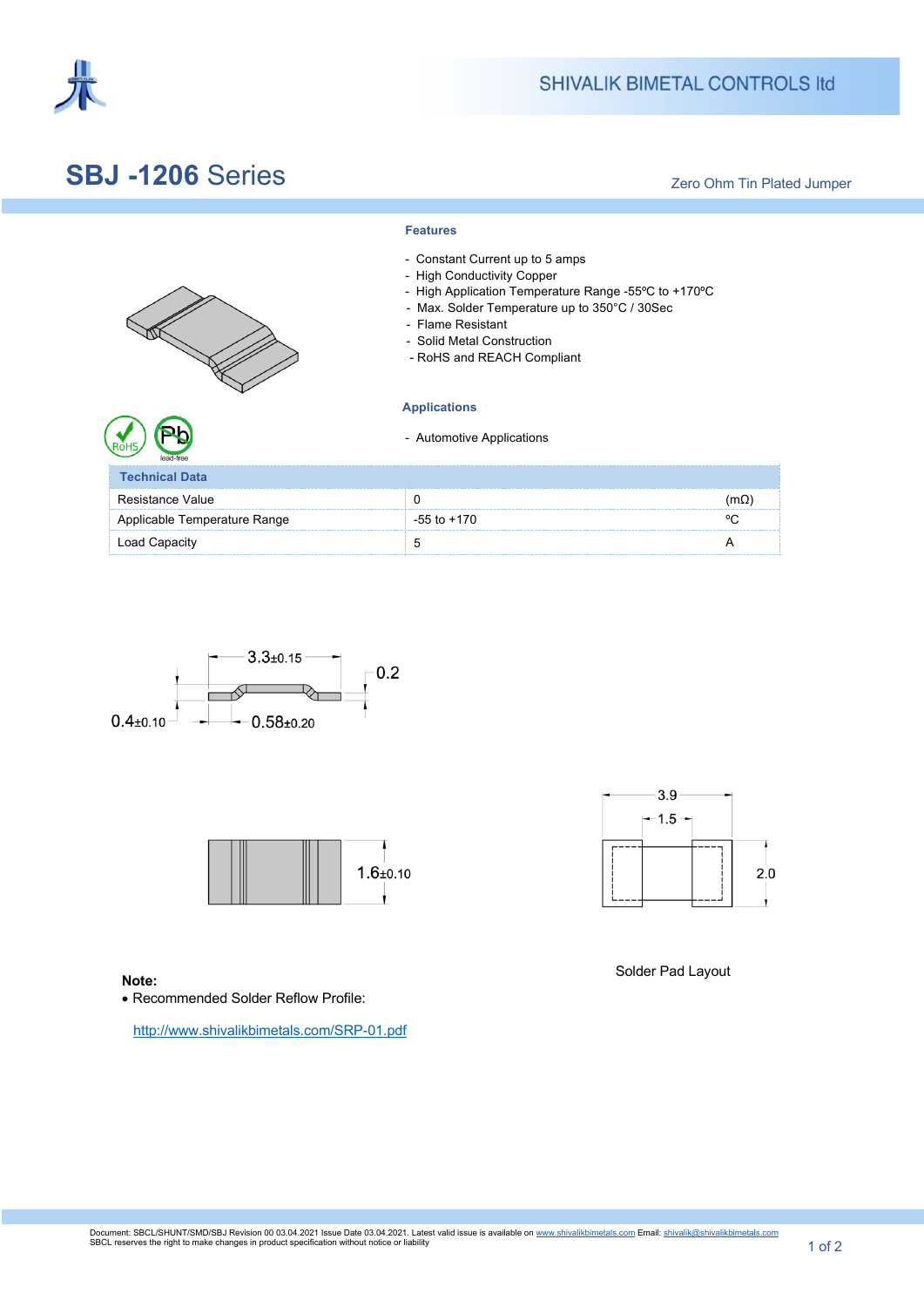SHIVALIK BIMETAL CONTROLS ltd

# SBJ -1206 Series

Zero Ohm Tin Plated Jumper

### Features

- Constant Current up to 5 amps
- High Conductivity Copper
- High Application Temperature Range -55ºC to +170ºC
- Max. Solder Temperature up to 350°C / 30Sec
- Flame Resistant
- Solid Metal Construction
- RoHS and REACH Compliant

### Applications

- Automotive Applications

| Technical Data | | |
|---|---|---|
| Resistance Value | 0 | (mΩ) |
| Applicable Temperature Range | -55 to +170 | ºC |
| Load Capacity | 5 | A |

3.3±0.15

0.2

0.4±0.10

0.58±0.20

1.6±0.10

3.9

1.5

2.0

Solder Pad Layout

**Note:**

- Recommended Solder Reflow Profile:

http://www.shivalikbimetals.com/SRP-01.pdf

Document: SBCL/SHUNT/SMD/SBJ Revision 00 03.04.2021 Issue Date 03.04.2021. Latest valid issue is available on www.shivalikbimetals.com Email: shivalik@shivalikbimetals.com
SBCL reserves the right to make changes in product specification without notice or liability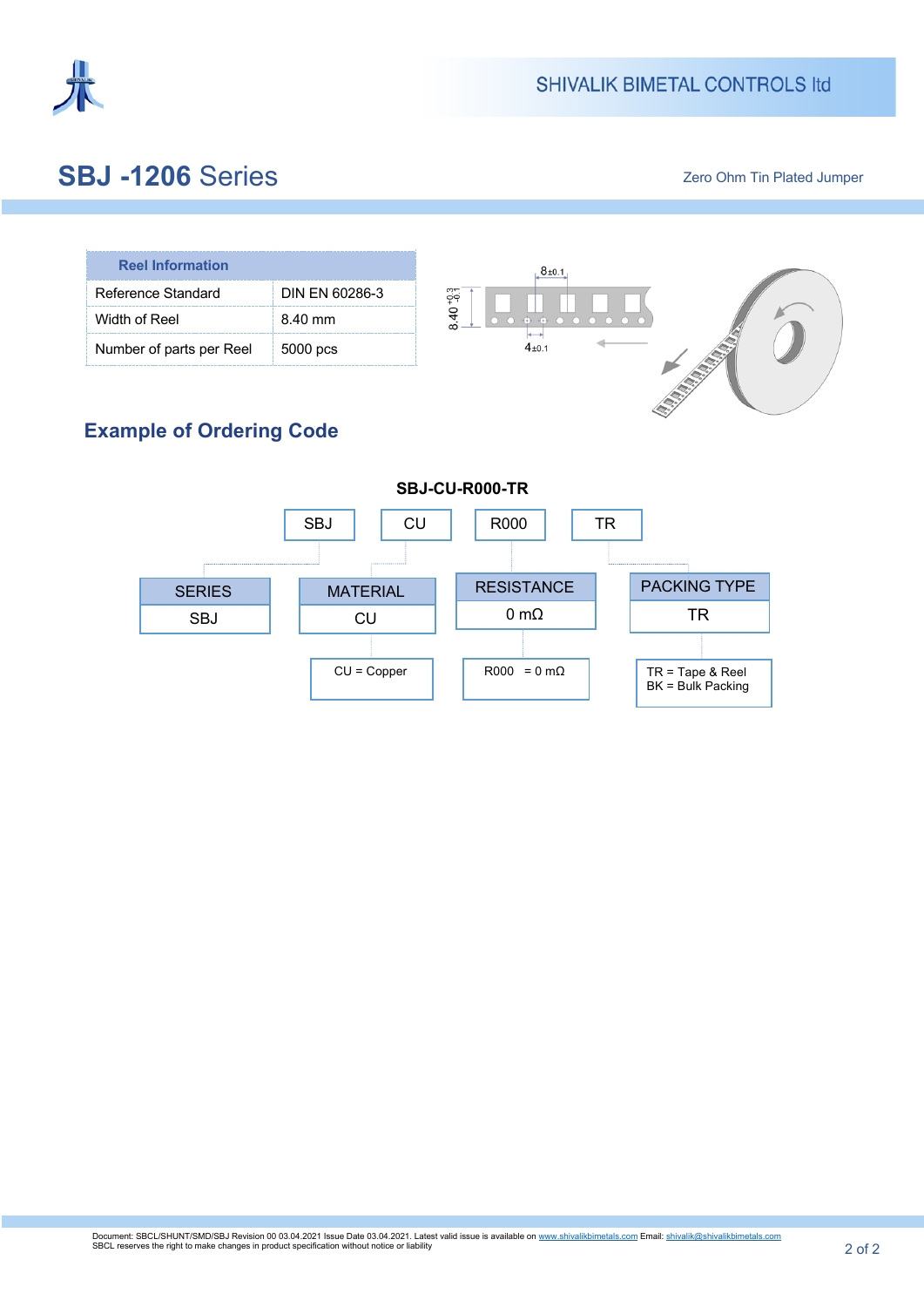# SBJ -1206 Series

Zero Ohm Tin Plated Jumper

| Reel Information | |
|---|---|
| Reference Standard | DIN EN 60286-3 |
| Width of Reel | 8.40 mm |
| Number of parts per Reel | 5000 pcs |

8±0.1

8.40 +0.3 -0.1

4±0.1

## Example of Ordering Code

**SBJ-CU-R000-TR**

| SERIES | MATERIAL | RESISTANCE | PACKING TYPE |
|---|---|---|---|
| SBJ | CU | 0 mΩ | TR |
| | CU = Copper | R000 = 0 mΩ | TR = Tape & Reel<br>BK = Bulk Packing |

Document: SBCL/SHUNT/SMD/SBJ Revision 00 03.04.2021 Issue Date 03.04.2021. Latest valid issue is available on www.shivalikbimetals.com Email: shivalik@shivalikbimetals.com
SBCL reserves the right to make changes in product specification without notice or liability